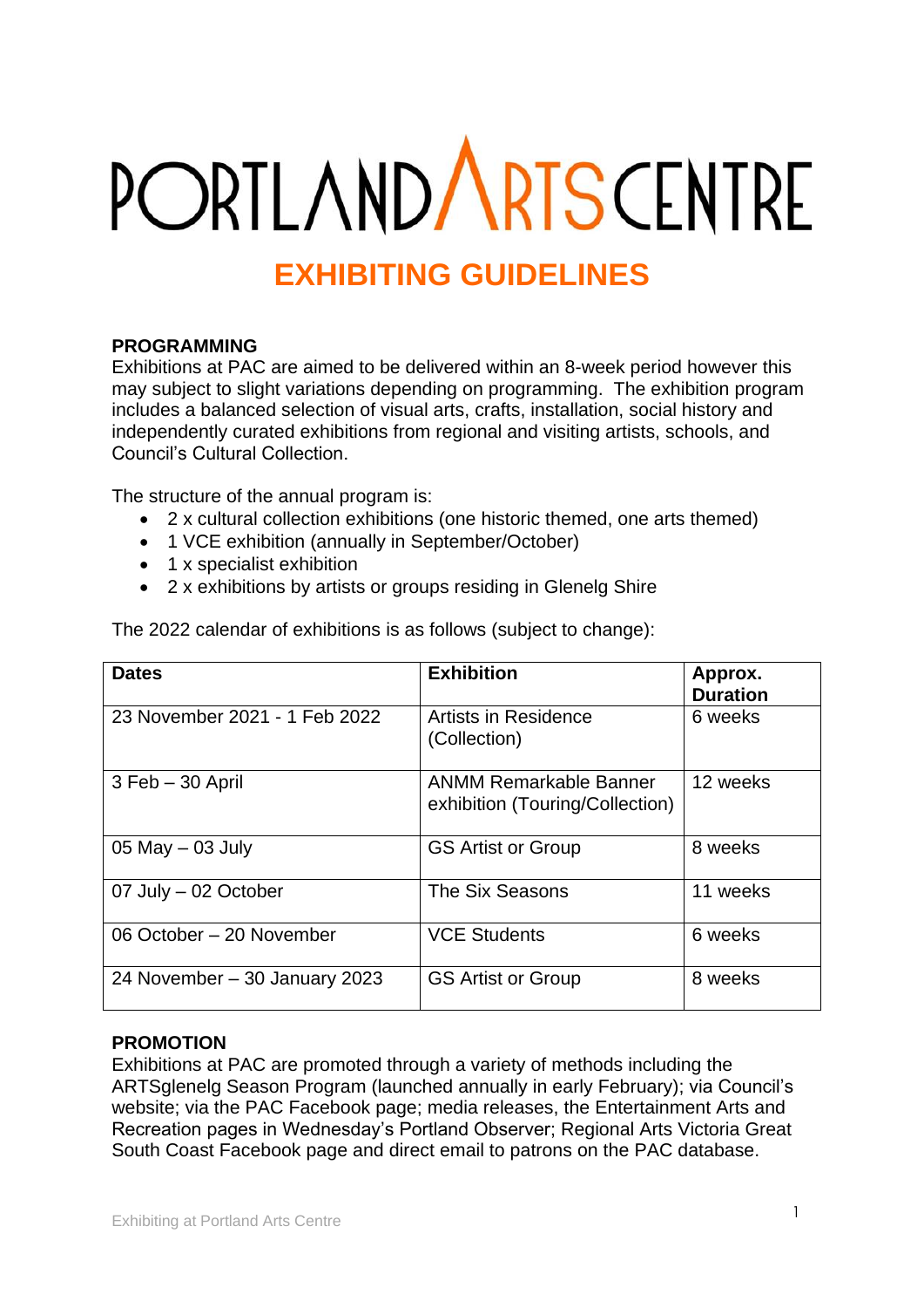# PORTLAND ARTS CENTRE

## EXHIBITING GUIDELINES

**PROGRAMMING**

Exhibitions at PAC are aimed to be delivered within an 8-week period however this may subject to slight variations depending on programming. The exhibition program includes a balanced selection of visual arts, crafts, installation, social history and independently curated exhibitions from regional and visiting artists, schools, and Council's Cultural Collection.

The structure of the annual program is:

- 2 x cultural collection exhibitions (one historic themed, one arts themed)
- 1 VCE exhibition (annually in September/October)
- 1 x specialist exhibition
- 2 x exhibitions by artists or groups residing in Glenelg Shire

The 2022 calendar of exhibitions is as follows (subject to change):

| Dates | Exhibition | Approx. Duration |
|---|---|---|
| 23 November 2021 - 1 Feb 2022 | Artists in Residence (Collection) | 6 weeks |
| 3 Feb – 30 April | ANMM Remarkable Banner exhibition (Touring/Collection) | 12 weeks |
| 05 May – 03 July | GS Artist or Group | 8 weeks |
| 07 July – 02 October | The Six Seasons | 11 weeks |
| 06 October – 20 November | VCE Students | 6 weeks |
| 24 November – 30 January 2023 | GS Artist or Group | 8 weeks |

**PROMOTION**

Exhibitions at PAC are promoted through a variety of methods including the ARTSglenelg Season Program (launched annually in early February); via Council's website; via the PAC Facebook page; media releases, the Entertainment Arts and Recreation pages in Wednesday's Portland Observer; Regional Arts Victoria Great South Coast Facebook page and direct email to patrons on the PAC database.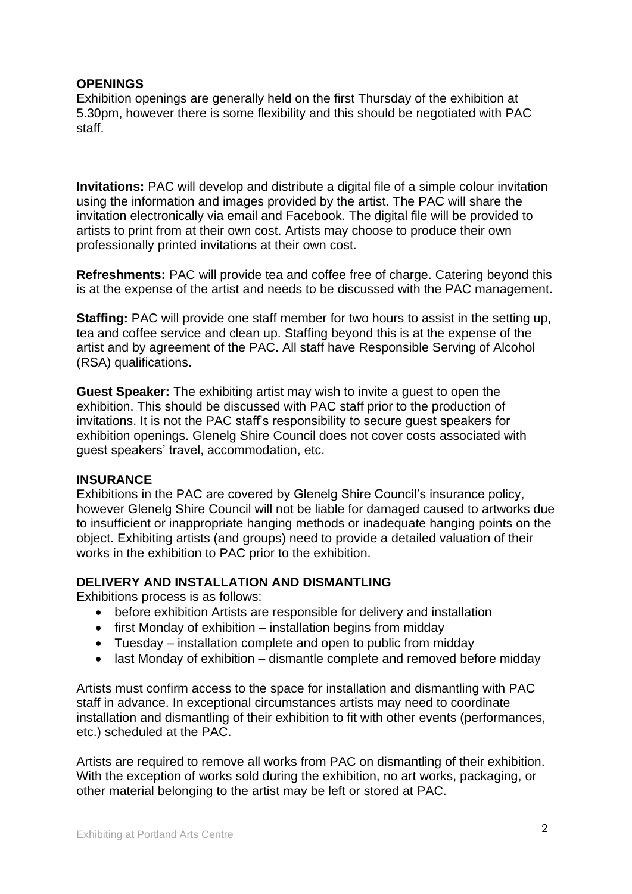## OPENINGS

Exhibition openings are generally held on the first Thursday of the exhibition at 5.30pm, however there is some flexibility and this should be negotiated with PAC staff.

**Invitations:** PAC will develop and distribute a digital file of a simple colour invitation using the information and images provided by the artist. The PAC will share the invitation electronically via email and Facebook. The digital file will be provided to artists to print from at their own cost. Artists may choose to produce their own professionally printed invitations at their own cost.

**Refreshments:** PAC will provide tea and coffee free of charge. Catering beyond this is at the expense of the artist and needs to be discussed with the PAC management.

**Staffing:** PAC will provide one staff member for two hours to assist in the setting up, tea and coffee service and clean up. Staffing beyond this is at the expense of the artist and by agreement of the PAC. All staff have Responsible Serving of Alcohol (RSA) qualifications.

**Guest Speaker:** The exhibiting artist may wish to invite a guest to open the exhibition. This should be discussed with PAC staff prior to the production of invitations. It is not the PAC staff's responsibility to secure guest speakers for exhibition openings. Glenelg Shire Council does not cover costs associated with guest speakers' travel, accommodation, etc.

## INSURANCE

Exhibitions in the PAC are covered by Glenelg Shire Council's insurance policy, however Glenelg Shire Council will not be liable for damaged caused to artworks due to insufficient or inappropriate hanging methods or inadequate hanging points on the object. Exhibiting artists (and groups) need to provide a detailed valuation of their works in the exhibition to PAC prior to the exhibition.

## DELIVERY AND INSTALLATION AND DISMANTLING

Exhibitions process is as follows:

- before exhibition Artists are responsible for delivery and installation
- first Monday of exhibition – installation begins from midday
- Tuesday – installation complete and open to public from midday
- last Monday of exhibition – dismantle complete and removed before midday

Artists must confirm access to the space for installation and dismantling with PAC staff in advance. In exceptional circumstances artists may need to coordinate installation and dismantling of their exhibition to fit with other events (performances, etc.) scheduled at the PAC.

Artists are required to remove all works from PAC on dismantling of their exhibition. With the exception of works sold during the exhibition, no art works, packaging, or other material belonging to the artist may be left or stored at PAC.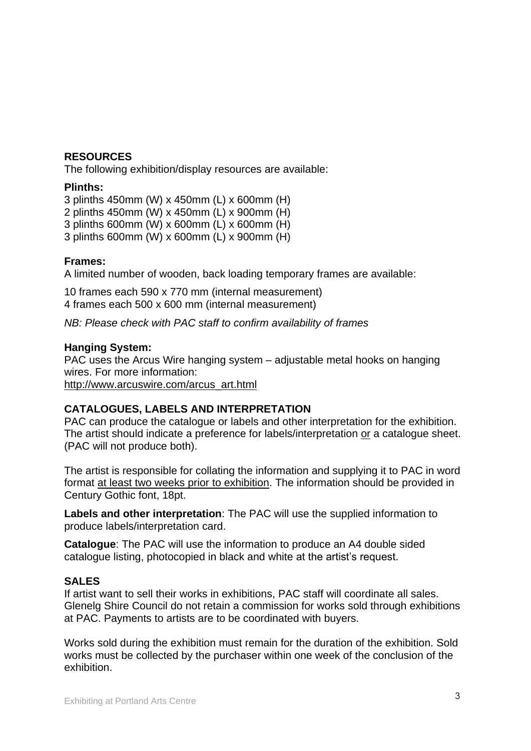## RESOURCES

The following exhibition/display resources are available:

**Plinths:**

3 plinths 450mm (W) x 450mm (L) x 600mm (H)
2 plinths 450mm (W) x 450mm (L) x 900mm (H)
3 plinths 600mm (W) x 600mm (L) x 600mm (H)
3 plinths 600mm (W) x 600mm (L) x 900mm (H)

**Frames:**

A limited number of wooden, back loading temporary frames are available:

10 frames each 590 x 770 mm (internal measurement)
4 frames each 500 x 600 mm (internal measurement)

*NB: Please check with PAC staff to confirm availability of frames*

**Hanging System:**

PAC uses the Arcus Wire hanging system – adjustable metal hooks on hanging wires. For more information:
http://www.arcuswire.com/arcus_art.html

## CATALOGUES, LABELS AND INTERPRETATION

PAC can produce the catalogue or labels and other interpretation for the exhibition. The artist should indicate a preference for labels/interpretation or a catalogue sheet. (PAC will not produce both).

The artist is responsible for collating the information and supplying it to PAC in word format at least two weeks prior to exhibition. The information should be provided in Century Gothic font, 18pt.

**Labels and other interpretation**: The PAC will use the supplied information to produce labels/interpretation card.

**Catalogue**: The PAC will use the information to produce an A4 double sided catalogue listing, photocopied in black and white at the artist's request.

## SALES

If artist want to sell their works in exhibitions, PAC staff will coordinate all sales. Glenelg Shire Council do not retain a commission for works sold through exhibitions at PAC. Payments to artists are to be coordinated with buyers.

Works sold during the exhibition must remain for the duration of the exhibition. Sold works must be collected by the purchaser within one week of the conclusion of the exhibition.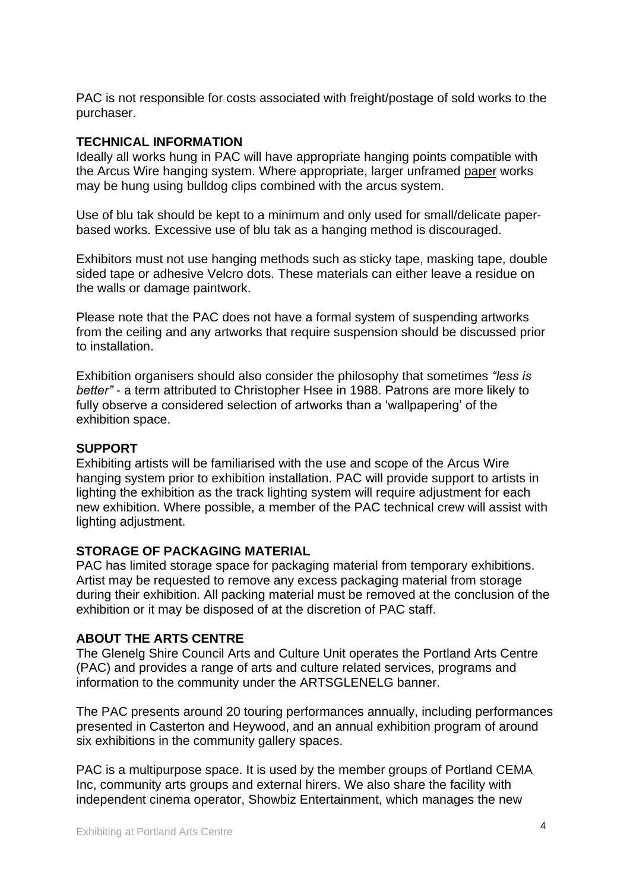PAC is not responsible for costs associated with freight/postage of sold works to the purchaser.

**TECHNICAL INFORMATION**

Ideally all works hung in PAC will have appropriate hanging points compatible with the Arcus Wire hanging system. Where appropriate, larger unframed paper works may be hung using bulldog clips combined with the arcus system.

Use of blu tak should be kept to a minimum and only used for small/delicate paper-based works. Excessive use of blu tak as a hanging method is discouraged.

Exhibitors must not use hanging methods such as sticky tape, masking tape, double sided tape or adhesive Velcro dots. These materials can either leave a residue on the walls or damage paintwork.

Please note that the PAC does not have a formal system of suspending artworks from the ceiling and any artworks that require suspension should be discussed prior to installation.

Exhibition organisers should also consider the philosophy that sometimes *"less is better"* - a term attributed to Christopher Hsee in 1988. Patrons are more likely to fully observe a considered selection of artworks than a 'wallpapering' of the exhibition space.

**SUPPORT**

Exhibiting artists will be familiarised with the use and scope of the Arcus Wire hanging system prior to exhibition installation. PAC will provide support to artists in lighting the exhibition as the track lighting system will require adjustment for each new exhibition. Where possible, a member of the PAC technical crew will assist with lighting adjustment.

**STORAGE OF PACKAGING MATERIAL**

PAC has limited storage space for packaging material from temporary exhibitions. Artist may be requested to remove any excess packaging material from storage during their exhibition. All packing material must be removed at the conclusion of the exhibition or it may be disposed of at the discretion of PAC staff.

**ABOUT THE ARTS CENTRE**

The Glenelg Shire Council Arts and Culture Unit operates the Portland Arts Centre (PAC) and provides a range of arts and culture related services, programs and information to the community under the ARTSGLENELG banner.

The PAC presents around 20 touring performances annually, including performances presented in Casterton and Heywood, and an annual exhibition program of around six exhibitions in the community gallery spaces.

PAC is a multipurpose space. It is used by the member groups of Portland CEMA Inc, community arts groups and external hirers. We also share the facility with independent cinema operator, Showbiz Entertainment, which manages the new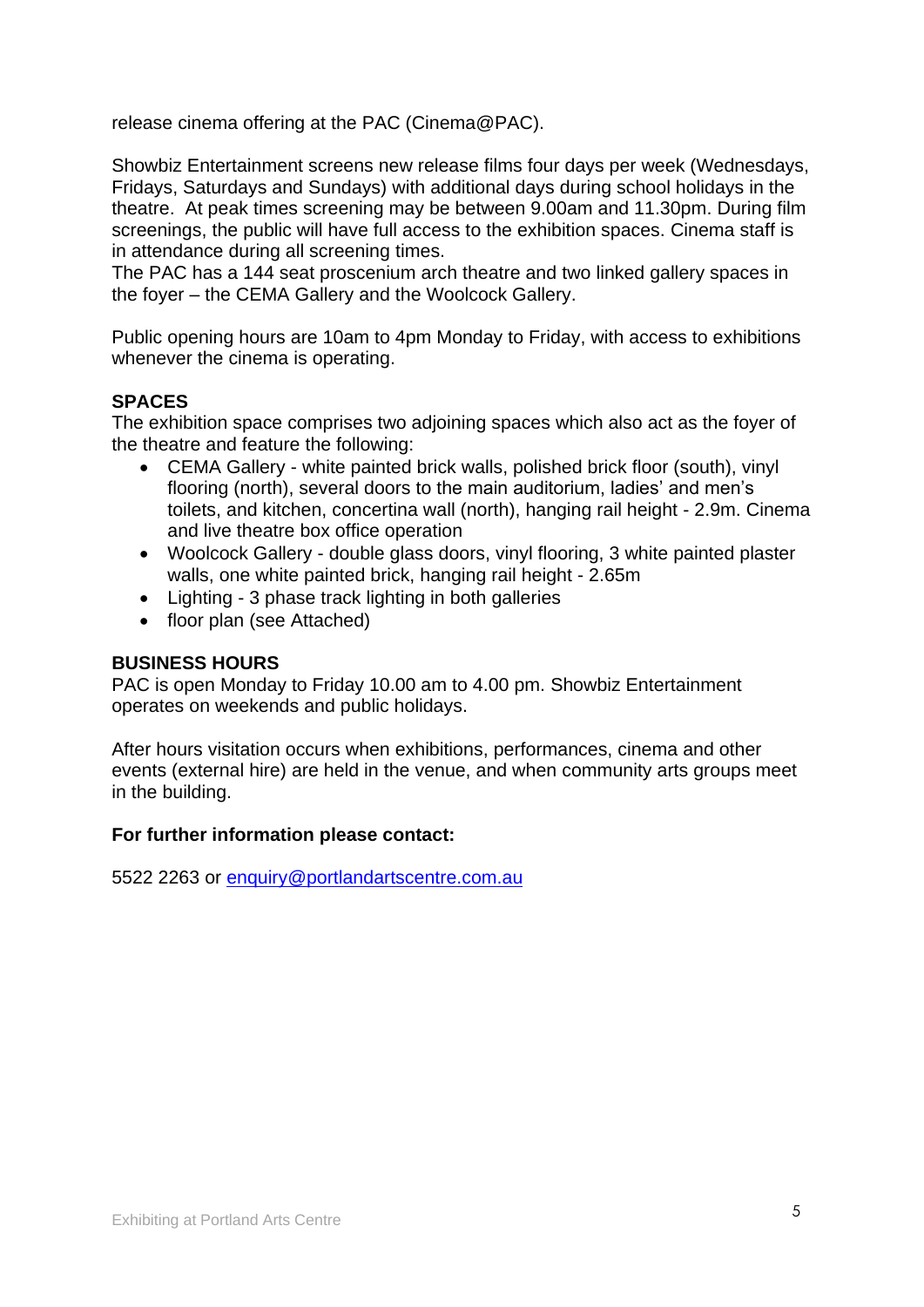release cinema offering at the PAC (Cinema@PAC).

Showbiz Entertainment screens new release films four days per week (Wednesdays, Fridays, Saturdays and Sundays) with additional days during school holidays in the theatre. At peak times screening may be between 9.00am and 11.30pm. During film screenings, the public will have full access to the exhibition spaces. Cinema staff is in attendance during all screening times.
The PAC has a 144 seat proscenium arch theatre and two linked gallery spaces in the foyer – the CEMA Gallery and the Woolcock Gallery.

Public opening hours are 10am to 4pm Monday to Friday, with access to exhibitions whenever the cinema is operating.

**SPACES**

The exhibition space comprises two adjoining spaces which also act as the foyer of the theatre and feature the following:

- CEMA Gallery - white painted brick walls, polished brick floor (south), vinyl flooring (north), several doors to the main auditorium, ladies' and men's toilets, and kitchen, concertina wall (north), hanging rail height - 2.9m. Cinema and live theatre box office operation
- Woolcock Gallery - double glass doors, vinyl flooring, 3 white painted plaster walls, one white painted brick, hanging rail height - 2.65m
- Lighting - 3 phase track lighting in both galleries
- floor plan (see Attached)

**BUSINESS HOURS**

PAC is open Monday to Friday 10.00 am to 4.00 pm. Showbiz Entertainment operates on weekends and public holidays.

After hours visitation occurs when exhibitions, performances, cinema and other events (external hire) are held in the venue, and when community arts groups meet in the building.

**For further information please contact:**

5522 2263 or enquiry@portlandartscentre.com.au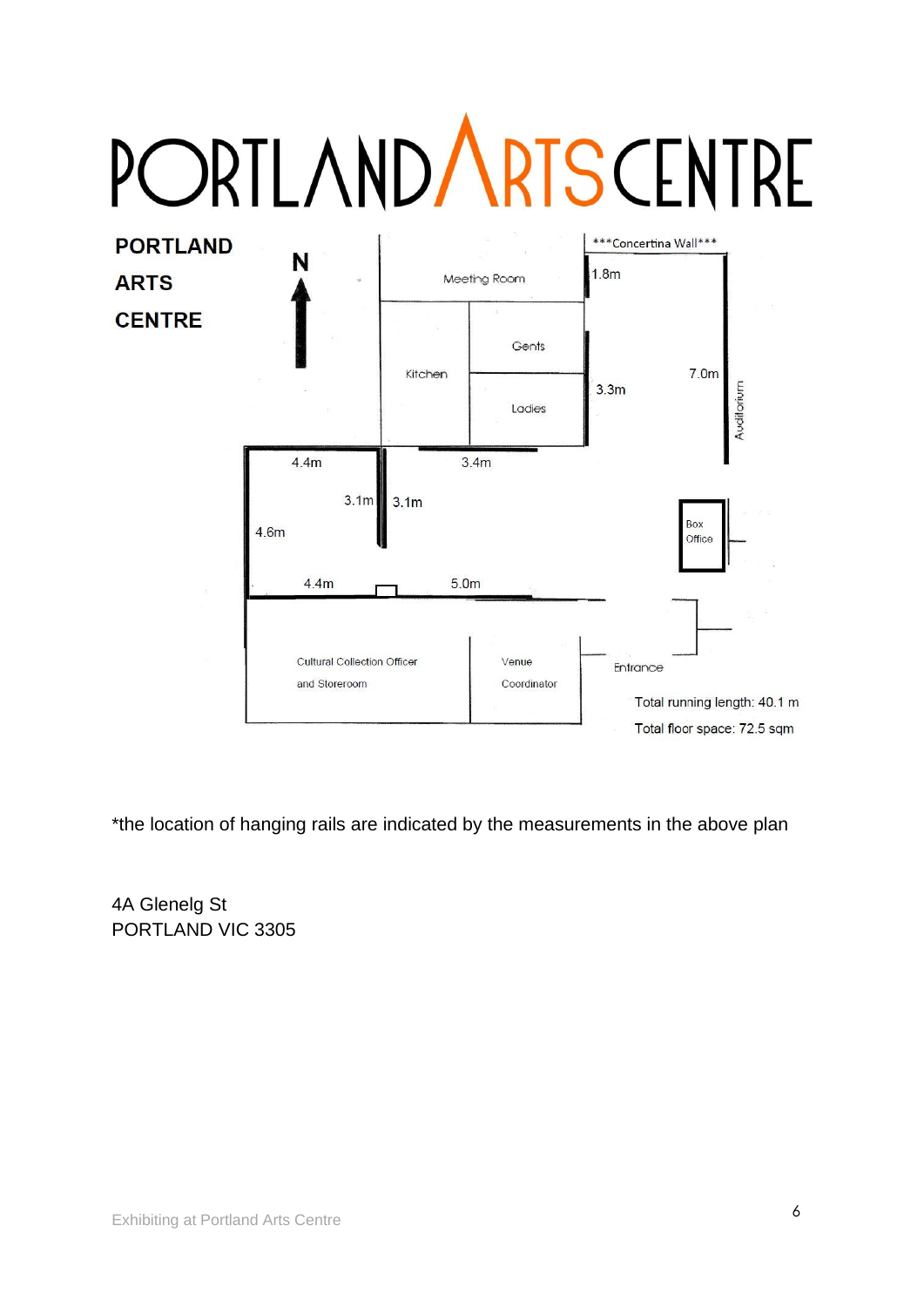# PORTLAND ARTS CENTRE

**PORTLAND**
**ARTS**
**CENTRE**

N

Meeting Room

***Concertina Wall***

1.8m

Gents

Kitchen

Ladies

3.3m

7.0m

Auditorium

4.4m

3.4m

3.1m

3.1m

4.6m

Box Office

4.4m

5.0m

Cultural Collection Officer and Storeroom

Venue Coordinator

Entrance

Total running length: 40.1 m

Total floor space: 72.5 sqm

*the location of hanging rails are indicated by the measurements in the above plan

4A Glenelg St
PORTLAND VIC 3305